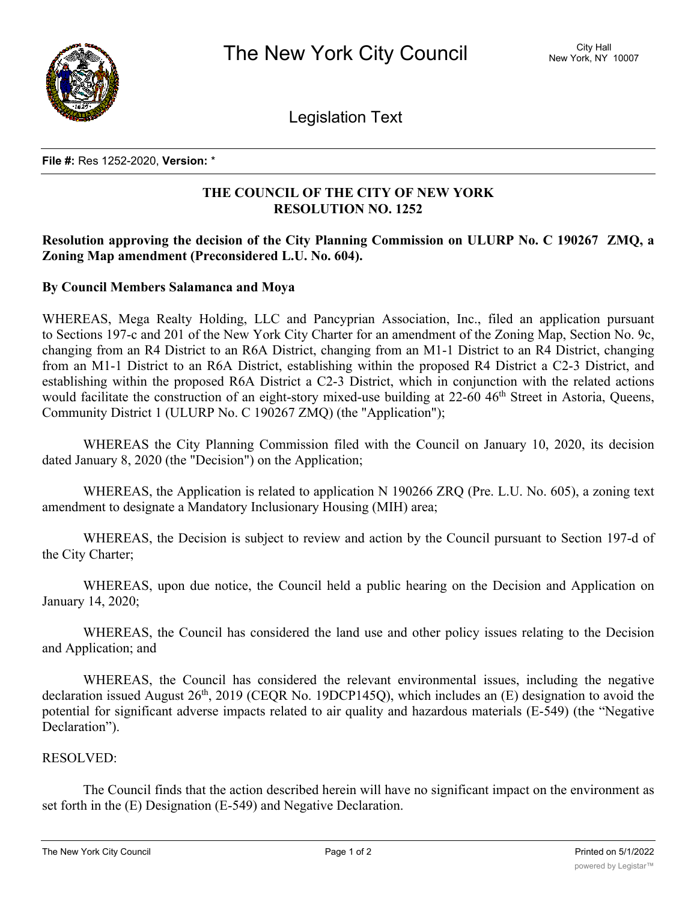**File #:** Res 1252-2020, **Version:** *

**THE COUNCIL OF THE CITY OF NEW YORK**
**RESOLUTION NO. 1252**

**Resolution approving the decision of the City Planning Commission on ULURP No. C 190267 ZMQ, a Zoning Map amendment (Preconsidered L.U. No. 604).**

**By Council Members Salamanca and Moya**

WHEREAS, Mega Realty Holding, LLC and Pancyprian Association, Inc., filed an application pursuant to Sections 197-c and 201 of the New York City Charter for an amendment of the Zoning Map, Section No. 9c, changing from an R4 District to an R6A District, changing from an M1-1 District to an R4 District, changing from an M1-1 District to an R6A District, establishing within the proposed R4 District a C2-3 District, and establishing within the proposed R6A District a C2-3 District, which in conjunction with the related actions would facilitate the construction of an eight-story mixed-use building at 22-60 46th Street in Astoria, Queens, Community District 1 (ULURP No. C 190267 ZMQ) (the "Application");

WHEREAS the City Planning Commission filed with the Council on January 10, 2020, its decision dated January 8, 2020 (the "Decision") on the Application;

WHEREAS, the Application is related to application N 190266 ZRQ (Pre. L.U. No. 605), a zoning text amendment to designate a Mandatory Inclusionary Housing (MIH) area;

WHEREAS, the Decision is subject to review and action by the Council pursuant to Section 197-d of the City Charter;

WHEREAS, upon due notice, the Council held a public hearing on the Decision and Application on January 14, 2020;

WHEREAS, the Council has considered the land use and other policy issues relating to the Decision and Application; and

WHEREAS, the Council has considered the relevant environmental issues, including the negative declaration issued August 26th, 2019 (CEQR No. 19DCP145Q), which includes an (E) designation to avoid the potential for significant adverse impacts related to air quality and hazardous materials (E-549) (the "Negative Declaration").

RESOLVED:

The Council finds that the action described herein will have no significant impact on the environment as set forth in the (E) Designation (E-549) and Negative Declaration.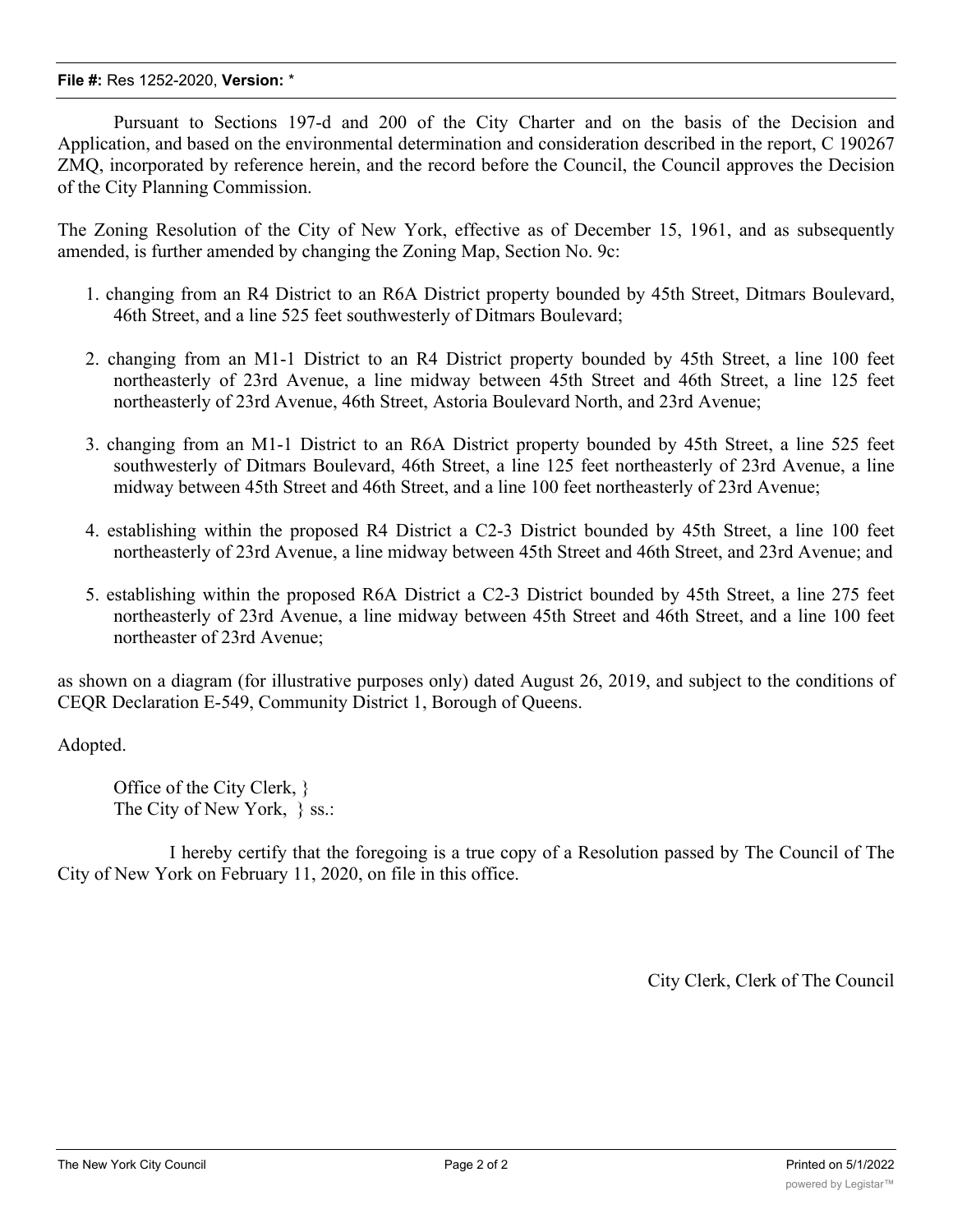**File #:** Res 1252-2020, **Version:** *

Pursuant to Sections 197-d and 200 of the City Charter and on the basis of the Decision and Application, and based on the environmental determination and consideration described in the report, C 190267 ZMQ, incorporated by reference herein, and the record before the Council, the Council approves the Decision of the City Planning Commission.

The Zoning Resolution of the City of New York, effective as of December 15, 1961, and as subsequently amended, is further amended by changing the Zoning Map, Section No. 9c:

1. changing from an R4 District to an R6A District property bounded by 45th Street, Ditmars Boulevard, 46th Street, and a line 525 feet southwesterly of Ditmars Boulevard;

2. changing from an M1-1 District to an R4 District property bounded by 45th Street, a line 100 feet northeasterly of 23rd Avenue, a line midway between 45th Street and 46th Street, a line 125 feet northeasterly of 23rd Avenue, 46th Street, Astoria Boulevard North, and 23rd Avenue;

3. changing from an M1-1 District to an R6A District property bounded by 45th Street, a line 525 feet southwesterly of Ditmars Boulevard, 46th Street, a line 125 feet northeasterly of 23rd Avenue, a line midway between 45th Street and 46th Street, and a line 100 feet northeasterly of 23rd Avenue;

4. establishing within the proposed R4 District a C2-3 District bounded by 45th Street, a line 100 feet northeasterly of 23rd Avenue, a line midway between 45th Street and 46th Street, and 23rd Avenue; and

5. establishing within the proposed R6A District a C2-3 District bounded by 45th Street, a line 275 feet northeasterly of 23rd Avenue, a line midway between 45th Street and 46th Street, and a line 100 feet northeaster of 23rd Avenue;

as shown on a diagram (for illustrative purposes only) dated August 26, 2019, and subject to the conditions of CEQR Declaration E-549, Community District 1, Borough of Queens.

Adopted.

Office of the City Clerk, }
The City of New York, } ss.:

I hereby certify that the foregoing is a true copy of a Resolution passed by The Council of The City of New York on February 11, 2020, on file in this office.

City Clerk, Clerk of The Council